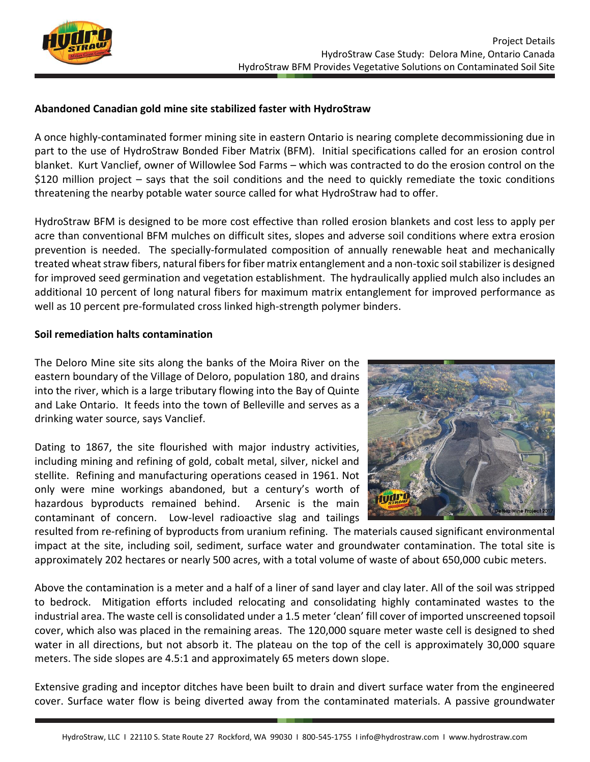Project Details
HydroStraw Case Study: Delora Mine, Ontario Canada
HydroStraw BFM Provides Vegetative Solutions on Contaminated Soil Site

**Abandoned Canadian gold mine site stabilized faster with HydroStraw**

A once highly-contaminated former mining site in eastern Ontario is nearing complete decommissioning due in part to the use of HydroStraw Bonded Fiber Matrix (BFM). Initial specifications called for an erosion control blanket. Kurt Vanclief, owner of Willowlee Sod Farms – which was contracted to do the erosion control on the $120 million project – says that the soil conditions and the need to quickly remediate the toxic conditions threatening the nearby potable water source called for what HydroStraw had to offer.

HydroStraw BFM is designed to be more cost effective than rolled erosion blankets and cost less to apply per acre than conventional BFM mulches on difficult sites, slopes and adverse soil conditions where extra erosion prevention is needed. The specially-formulated composition of annually renewable heat and mechanically treated wheat straw fibers, natural fibers for fiber matrix entanglement and a non-toxic soil stabilizer is designed for improved seed germination and vegetation establishment. The hydraulically applied mulch also includes an additional 10 percent of long natural fibers for maximum matrix entanglement for improved performance as well as 10 percent pre-formulated cross linked high-strength polymer binders.

**Soil remediation halts contamination**

The Deloro Mine site sits along the banks of the Moira River on the eastern boundary of the Village of Deloro, population 180, and drains into the river, which is a large tributary flowing into the Bay of Quinte and Lake Ontario. It feeds into the town of Belleville and serves as a drinking water source, says Vanclief.

Dating to 1867, the site flourished with major industry activities, including mining and refining of gold, cobalt metal, silver, nickel and stellite. Refining and manufacturing operations ceased in 1961. Not only were mine workings abandoned, but a century's worth of hazardous byproducts remained behind. Arsenic is the main contaminant of concern. Low-level radioactive slag and tailings resulted from re-refining of byproducts from uranium refining. The materials caused significant environmental impact at the site, including soil, sediment, surface water and groundwater contamination. The total site is approximately 202 hectares or nearly 500 acres, with a total volume of waste of about 650,000 cubic meters.

Deloro Mine Project 2017

Above the contamination is a meter and a half of a liner of sand layer and clay later. All of the soil was stripped to bedrock. Mitigation efforts included relocating and consolidating highly contaminated wastes to the industrial area. The waste cell is consolidated under a 1.5 meter 'clean' fill cover of imported unscreened topsoil cover, which also was placed in the remaining areas. The 120,000 square meter waste cell is designed to shed water in all directions, but not absorb it. The plateau on the top of the cell is approximately 30,000 square meters. The side slopes are 4.5:1 and approximately 65 meters down slope.

Extensive grading and inceptor ditches have been built to drain and divert surface water from the engineered cover. Surface water flow is being diverted away from the contaminated materials. A passive groundwater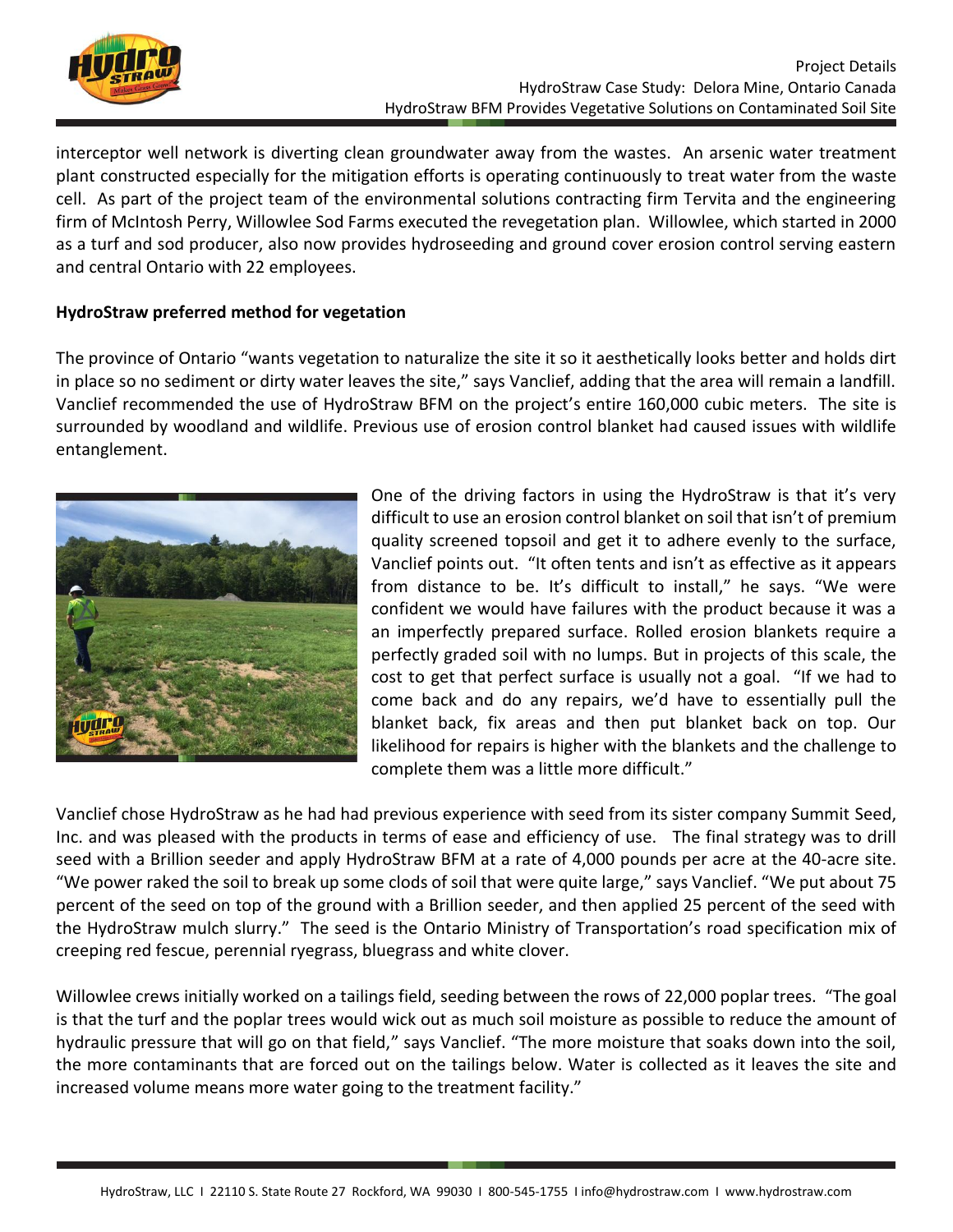interceptor well network is diverting clean groundwater away from the wastes. An arsenic water treatment plant constructed especially for the mitigation efforts is operating continuously to treat water from the waste cell. As part of the project team of the environmental solutions contracting firm Tervita and the engineering firm of McIntosh Perry, Willowlee Sod Farms executed the revegetation plan. Willowlee, which started in 2000 as a turf and sod producer, also now provides hydroseeding and ground cover erosion control serving eastern and central Ontario with 22 employees.

**HydroStraw preferred method for vegetation**

The province of Ontario "wants vegetation to naturalize the site it so it aesthetically looks better and holds dirt in place so no sediment or dirty water leaves the site," says Vanclief, adding that the area will remain a landfill. Vanclief recommended the use of HydroStraw BFM on the project's entire 160,000 cubic meters. The site is surrounded by woodland and wildlife. Previous use of erosion control blanket had caused issues with wildlife entanglement.

One of the driving factors in using the HydroStraw is that it's very difficult to use an erosion control blanket on soil that isn't of premium quality screened topsoil and get it to adhere evenly to the surface, Vanclief points out. "It often tents and isn't as effective as it appears from distance to be. It's difficult to install," he says. "We were confident we would have failures with the product because it was a an imperfectly prepared surface. Rolled erosion blankets require a perfectly graded soil with no lumps. But in projects of this scale, the cost to get that perfect surface is usually not a goal. "If we had to come back and do any repairs, we'd have to essentially pull the blanket back, fix areas and then put blanket back on top. Our likelihood for repairs is higher with the blankets and the challenge to complete them was a little more difficult."

Vanclief chose HydroStraw as he had had previous experience with seed from its sister company Summit Seed, Inc. and was pleased with the products in terms of ease and efficiency of use. The final strategy was to drill seed with a Brillion seeder and apply HydroStraw BFM at a rate of 4,000 pounds per acre at the 40-acre site. "We power raked the soil to break up some clods of soil that were quite large," says Vanclief. "We put about 75 percent of the seed on top of the ground with a Brillion seeder, and then applied 25 percent of the seed with the HydroStraw mulch slurry." The seed is the Ontario Ministry of Transportation's road specification mix of creeping red fescue, perennial ryegrass, bluegrass and white clover.

Willowlee crews initially worked on a tailings field, seeding between the rows of 22,000 poplar trees. "The goal is that the turf and the poplar trees would wick out as much soil moisture as possible to reduce the amount of hydraulic pressure that will go on that field," says Vanclief. "The more moisture that soaks down into the soil, the more contaminants that are forced out on the tailings below. Water is collected as it leaves the site and increased volume means more water going to the treatment facility."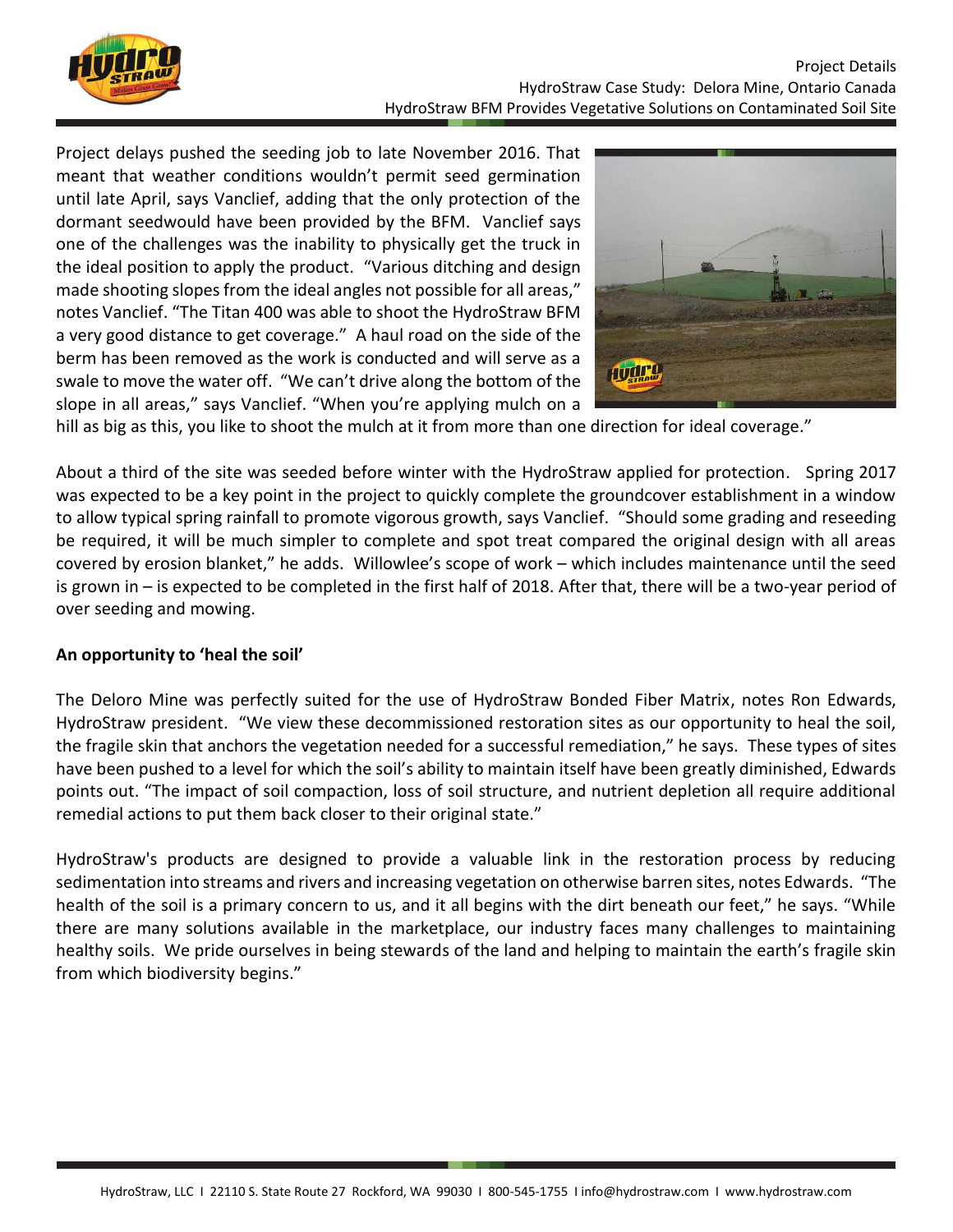Project delays pushed the seeding job to late November 2016. That meant that weather conditions wouldn't permit seed germination until late April, says Vanclief, adding that the only protection of the dormant seedwould have been provided by the BFM. Vanclief says one of the challenges was the inability to physically get the truck in the ideal position to apply the product. "Various ditching and design made shooting slopes from the ideal angles not possible for all areas," notes Vanclief. "The Titan 400 was able to shoot the HydroStraw BFM a very good distance to get coverage." A haul road on the side of the berm has been removed as the work is conducted and will serve as a swale to move the water off. "We can't drive along the bottom of the slope in all areas," says Vanclief. "When you're applying mulch on a hill as big as this, you like to shoot the mulch at it from more than one direction for ideal coverage."

About a third of the site was seeded before winter with the HydroStraw applied for protection. Spring 2017 was expected to be a key point in the project to quickly complete the groundcover establishment in a window to allow typical spring rainfall to promote vigorous growth, says Vanclief. "Should some grading and reseeding be required, it will be much simpler to complete and spot treat compared the original design with all areas covered by erosion blanket," he adds. Willowlee's scope of work – which includes maintenance until the seed is grown in – is expected to be completed in the first half of 2018. After that, there will be a two-year period of over seeding and mowing.

**An opportunity to 'heal the soil'**

The Deloro Mine was perfectly suited for the use of HydroStraw Bonded Fiber Matrix, notes Ron Edwards, HydroStraw president. "We view these decommissioned restoration sites as our opportunity to heal the soil, the fragile skin that anchors the vegetation needed for a successful remediation," he says. These types of sites have been pushed to a level for which the soil's ability to maintain itself have been greatly diminished, Edwards points out. "The impact of soil compaction, loss of soil structure, and nutrient depletion all require additional remedial actions to put them back closer to their original state."

HydroStraw's products are designed to provide a valuable link in the restoration process by reducing sedimentation into streams and rivers and increasing vegetation on otherwise barren sites, notes Edwards. "The health of the soil is a primary concern to us, and it all begins with the dirt beneath our feet," he says. "While there are many solutions available in the marketplace, our industry faces many challenges to maintaining healthy soils. We pride ourselves in being stewards of the land and helping to maintain the earth's fragile skin from which biodiversity begins."